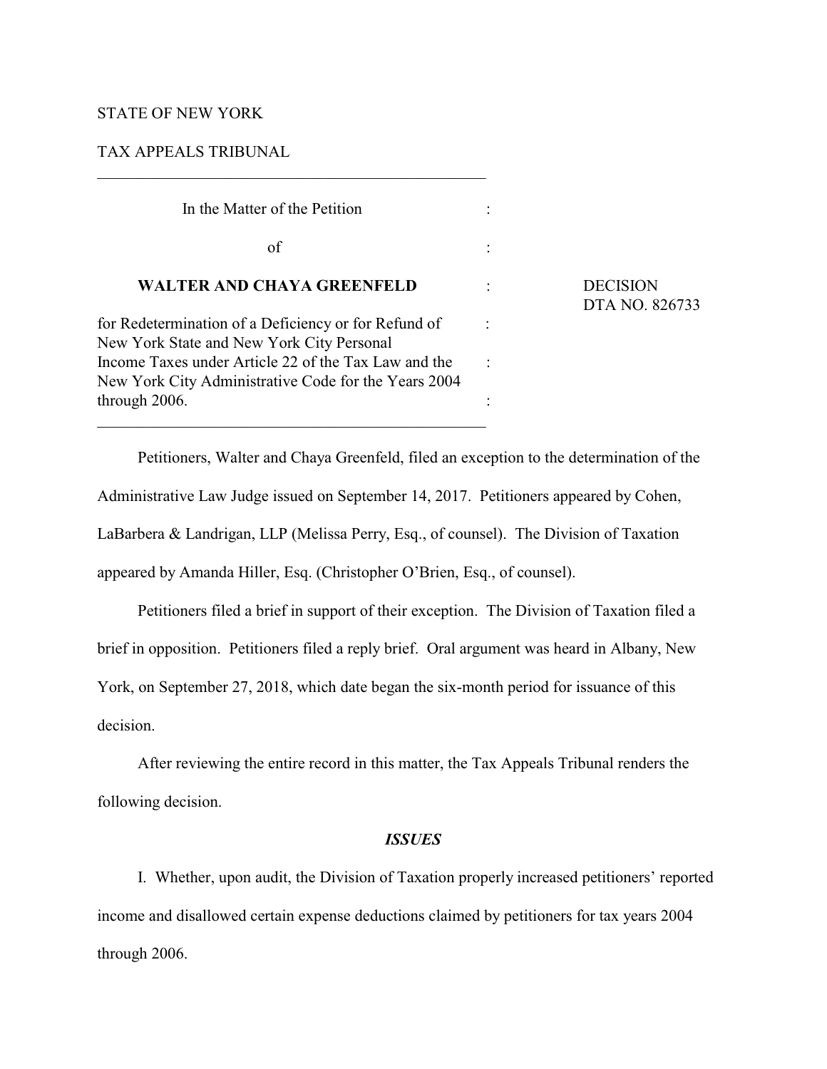STATE OF NEW YORK

TAX APPEALS TRIBUNAL

---

| | | |
|---|---|---|
| In the Matter of the Petition | : | |
| of | : | |
| **WALTER AND CHAYA GREENFELD** | : | DECISION DTA NO. 826733 |
| for Redetermination of a Deficiency or for Refund of New York State and New York City Personal Income Taxes under Article 22 of the Tax Law and the New York City Administrative Code for the Years 2004 through 2006. | : | |

---

Petitioners, Walter and Chaya Greenfeld, filed an exception to the determination of the Administrative Law Judge issued on September 14, 2017. Petitioners appeared by Cohen, LaBarbera & Landrigan, LLP (Melissa Perry, Esq., of counsel). The Division of Taxation appeared by Amanda Hiller, Esq. (Christopher O'Brien, Esq., of counsel).

Petitioners filed a brief in support of their exception. The Division of Taxation filed a brief in opposition. Petitioners filed a reply brief. Oral argument was heard in Albany, New York, on September 27, 2018, which date began the six-month period for issuance of this decision.

After reviewing the entire record in this matter, the Tax Appeals Tribunal renders the following decision.

## *ISSUES*

I. Whether, upon audit, the Division of Taxation properly increased petitioners' reported income and disallowed certain expense deductions claimed by petitioners for tax years 2004 through 2006.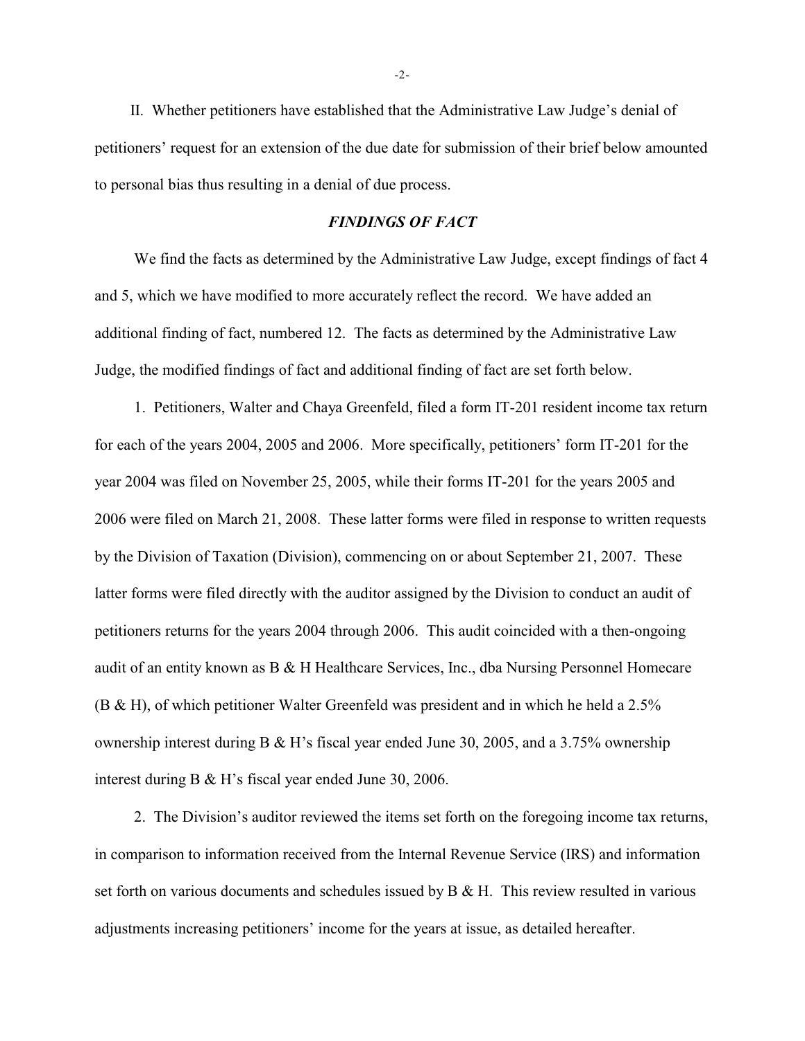II. Whether petitioners have established that the Administrative Law Judge's denial of petitioners' request for an extension of the due date for submission of their brief below amounted to personal bias thus resulting in a denial of due process.

## *FINDINGS OF FACT*

We find the facts as determined by the Administrative Law Judge, except findings of fact 4 and 5, which we have modified to more accurately reflect the record. We have added an additional finding of fact, numbered 12. The facts as determined by the Administrative Law Judge, the modified findings of fact and additional finding of fact are set forth below.

1. Petitioners, Walter and Chaya Greenfeld, filed a form IT-201 resident income tax return for each of the years 2004, 2005 and 2006. More specifically, petitioners' form IT-201 for the year 2004 was filed on November 25, 2005, while their forms IT-201 for the years 2005 and 2006 were filed on March 21, 2008. These latter forms were filed in response to written requests by the Division of Taxation (Division), commencing on or about September 21, 2007. These latter forms were filed directly with the auditor assigned by the Division to conduct an audit of petitioners returns for the years 2004 through 2006. This audit coincided with a then-ongoing audit of an entity known as B & H Healthcare Services, Inc., dba Nursing Personnel Homecare (B & H), of which petitioner Walter Greenfeld was president and in which he held a 2.5% ownership interest during B & H's fiscal year ended June 30, 2005, and a 3.75% ownership interest during B & H's fiscal year ended June 30, 2006.

2. The Division's auditor reviewed the items set forth on the foregoing income tax returns, in comparison to information received from the Internal Revenue Service (IRS) and information set forth on various documents and schedules issued by B & H. This review resulted in various adjustments increasing petitioners' income for the years at issue, as detailed hereafter.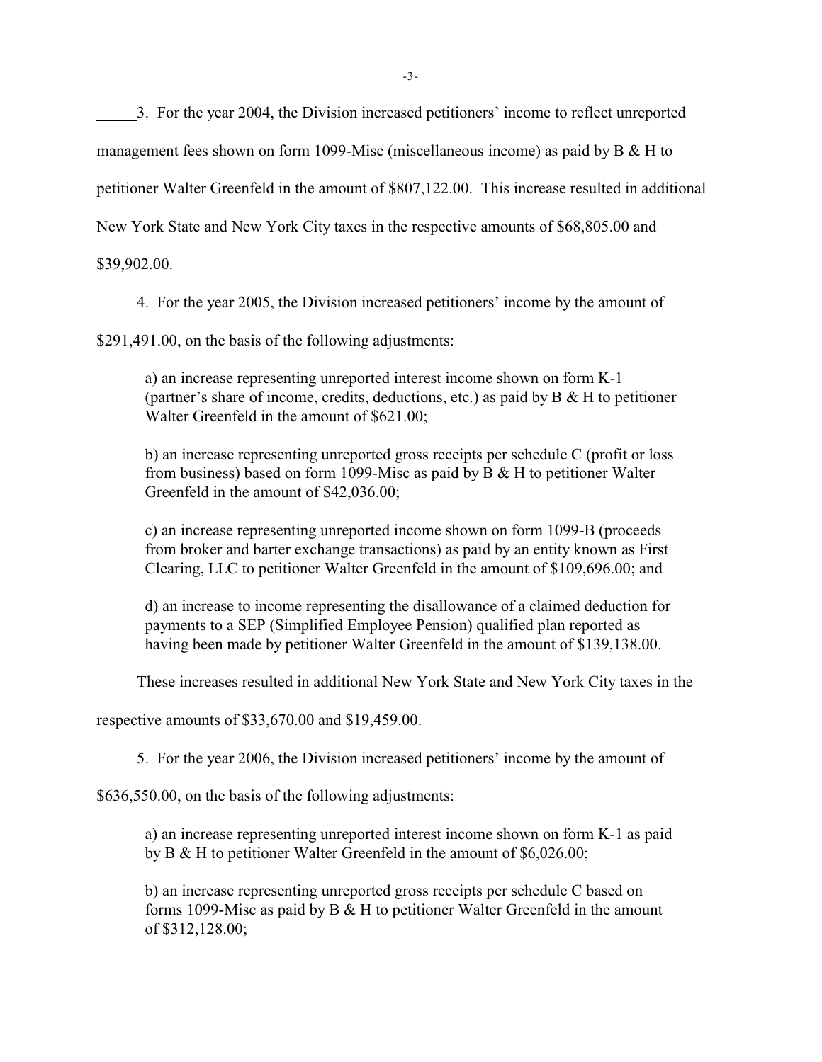3. For the year 2004, the Division increased petitioners' income to reflect unreported management fees shown on form 1099-Misc (miscellaneous income) as paid by B & H to petitioner Walter Greenfeld in the amount of $807,122.00. This increase resulted in additional New York State and New York City taxes in the respective amounts of $68,805.00 and $39,902.00.

4. For the year 2005, the Division increased petitioners' income by the amount of $291,491.00, on the basis of the following adjustments:

a) an increase representing unreported interest income shown on form K-1 (partner's share of income, credits, deductions, etc.) as paid by B & H to petitioner Walter Greenfeld in the amount of $621.00;

b) an increase representing unreported gross receipts per schedule C (profit or loss from business) based on form 1099-Misc as paid by B & H to petitioner Walter Greenfeld in the amount of $42,036.00;

c) an increase representing unreported income shown on form 1099-B (proceeds from broker and barter exchange transactions) as paid by an entity known as First Clearing, LLC to petitioner Walter Greenfeld in the amount of $109,696.00; and

d) an increase to income representing the disallowance of a claimed deduction for payments to a SEP (Simplified Employee Pension) qualified plan reported as having been made by petitioner Walter Greenfeld in the amount of $139,138.00.

These increases resulted in additional New York State and New York City taxes in the respective amounts of $33,670.00 and $19,459.00.

5. For the year 2006, the Division increased petitioners' income by the amount of $636,550.00, on the basis of the following adjustments:

a) an increase representing unreported interest income shown on form K-1 as paid by B & H to petitioner Walter Greenfeld in the amount of $6,026.00;

b) an increase representing unreported gross receipts per schedule C based on forms 1099-Misc as paid by B & H to petitioner Walter Greenfeld in the amount of $312,128.00;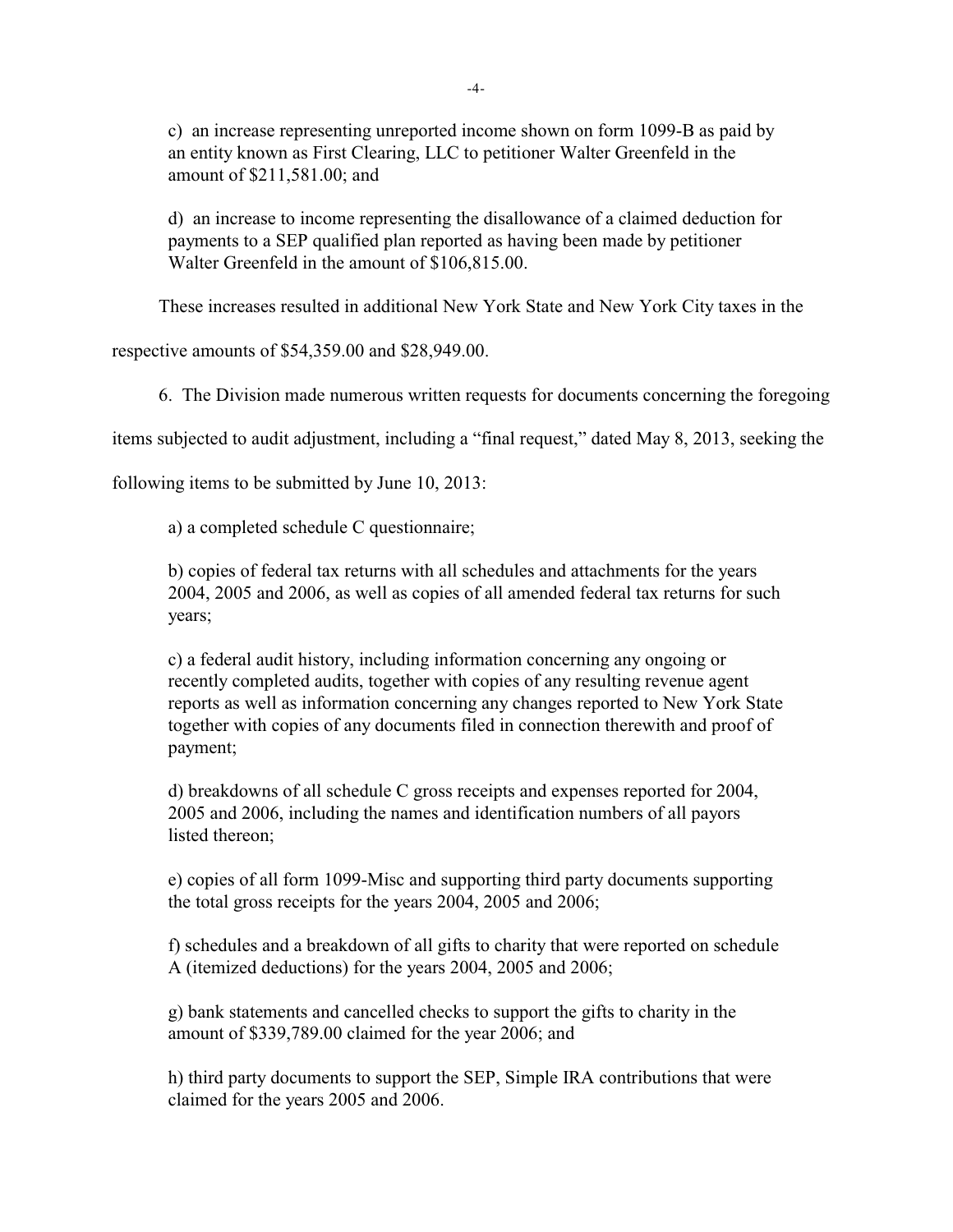c) an increase representing unreported income shown on form 1099-B as paid by an entity known as First Clearing, LLC to petitioner Walter Greenfeld in the amount of $211,581.00; and

d) an increase to income representing the disallowance of a claimed deduction for payments to a SEP qualified plan reported as having been made by petitioner Walter Greenfeld in the amount of $106,815.00.

These increases resulted in additional New York State and New York City taxes in the respective amounts of $54,359.00 and $28,949.00.

6. The Division made numerous written requests for documents concerning the foregoing items subjected to audit adjustment, including a "final request," dated May 8, 2013, seeking the following items to be submitted by June 10, 2013:

a) a completed schedule C questionnaire;

b) copies of federal tax returns with all schedules and attachments for the years 2004, 2005 and 2006, as well as copies of all amended federal tax returns for such years;

c) a federal audit history, including information concerning any ongoing or recently completed audits, together with copies of any resulting revenue agent reports as well as information concerning any changes reported to New York State together with copies of any documents filed in connection therewith and proof of payment;

d) breakdowns of all schedule C gross receipts and expenses reported for 2004, 2005 and 2006, including the names and identification numbers of all payors listed thereon;

e) copies of all form 1099-Misc and supporting third party documents supporting the total gross receipts for the years 2004, 2005 and 2006;

f) schedules and a breakdown of all gifts to charity that were reported on schedule A (itemized deductions) for the years 2004, 2005 and 2006;

g) bank statements and cancelled checks to support the gifts to charity in the amount of $339,789.00 claimed for the year 2006; and

h) third party documents to support the SEP, Simple IRA contributions that were claimed for the years 2005 and 2006.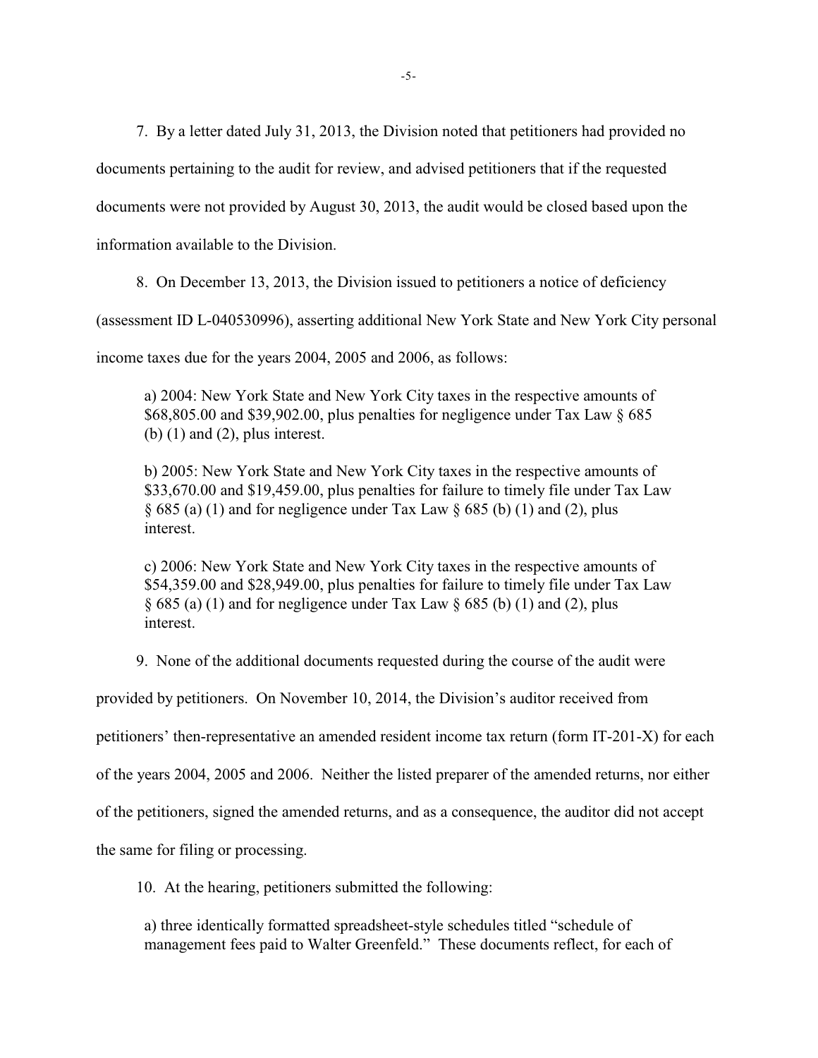7. By a letter dated July 31, 2013, the Division noted that petitioners had provided no documents pertaining to the audit for review, and advised petitioners that if the requested documents were not provided by August 30, 2013, the audit would be closed based upon the information available to the Division.

8. On December 13, 2013, the Division issued to petitioners a notice of deficiency (assessment ID L-040530996), asserting additional New York State and New York City personal income taxes due for the years 2004, 2005 and 2006, as follows:

> a) 2004: New York State and New York City taxes in the respective amounts of $68,805.00 and $39,902.00, plus penalties for negligence under Tax Law § 685 (b) (1) and (2), plus interest.
>
> b) 2005: New York State and New York City taxes in the respective amounts of $33,670.00 and $19,459.00, plus penalties for failure to timely file under Tax Law § 685 (a) (1) and for negligence under Tax Law § 685 (b) (1) and (2), plus interest.
>
> c) 2006: New York State and New York City taxes in the respective amounts of $54,359.00 and $28,949.00, plus penalties for failure to timely file under Tax Law § 685 (a) (1) and for negligence under Tax Law § 685 (b) (1) and (2), plus interest.

9. None of the additional documents requested during the course of the audit were provided by petitioners. On November 10, 2014, the Division's auditor received from petitioners' then-representative an amended resident income tax return (form IT-201-X) for each of the years 2004, 2005 and 2006. Neither the listed preparer of the amended returns, nor either of the petitioners, signed the amended returns, and as a consequence, the auditor did not accept the same for filing or processing.

10. At the hearing, petitioners submitted the following:

> a) three identically formatted spreadsheet-style schedules titled "schedule of management fees paid to Walter Greenfeld." These documents reflect, for each of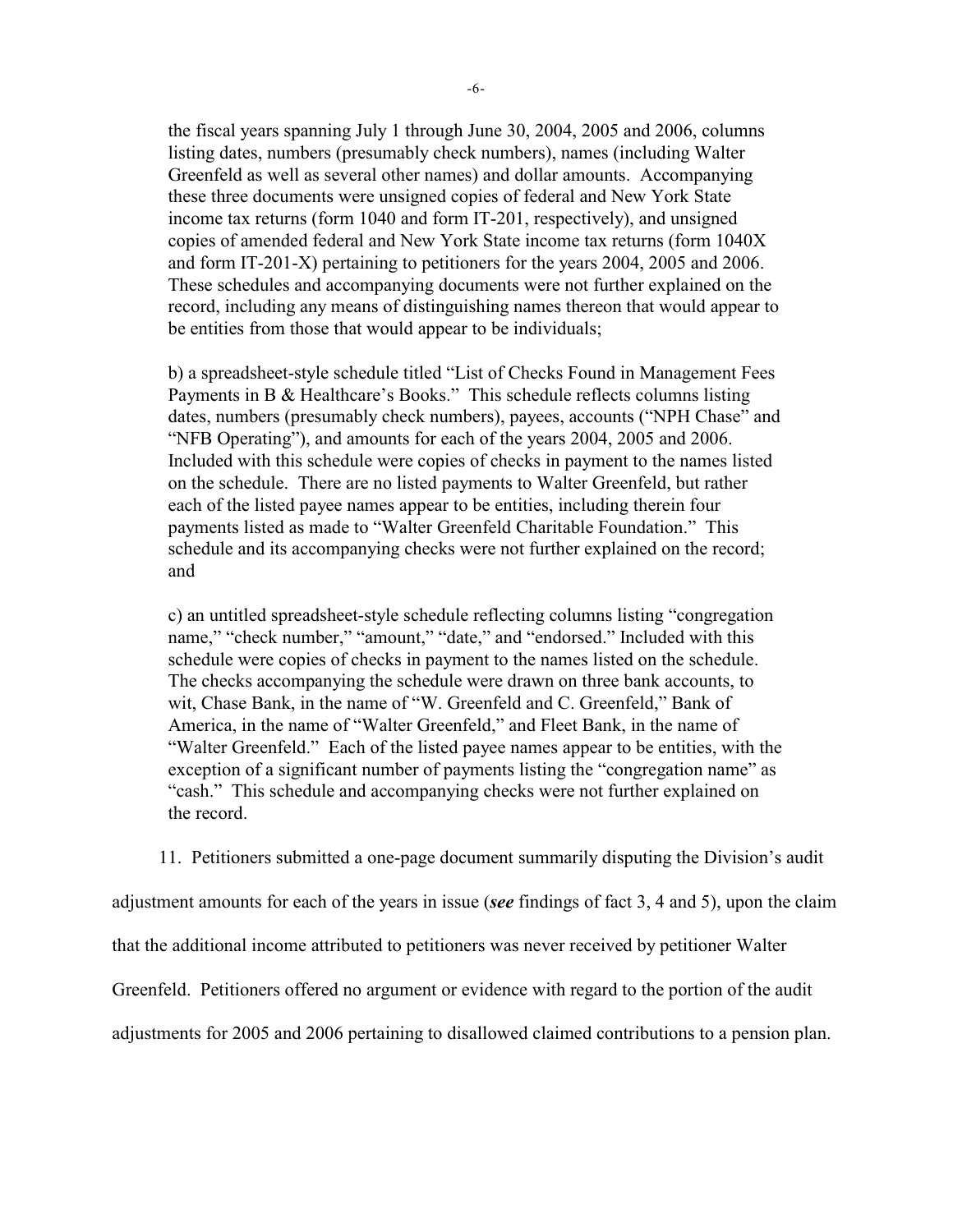the fiscal years spanning July 1 through June 30, 2004, 2005 and 2006, columns listing dates, numbers (presumably check numbers), names (including Walter Greenfeld as well as several other names) and dollar amounts. Accompanying these three documents were unsigned copies of federal and New York State income tax returns (form 1040 and form IT-201, respectively), and unsigned copies of amended federal and New York State income tax returns (form 1040X and form IT-201-X) pertaining to petitioners for the years 2004, 2005 and 2006. These schedules and accompanying documents were not further explained on the record, including any means of distinguishing names thereon that would appear to be entities from those that would appear to be individuals;

b) a spreadsheet-style schedule titled "List of Checks Found in Management Fees Payments in B & Healthcare's Books." This schedule reflects columns listing dates, numbers (presumably check numbers), payees, accounts ("NPH Chase" and "NFB Operating"), and amounts for each of the years 2004, 2005 and 2006. Included with this schedule were copies of checks in payment to the names listed on the schedule. There are no listed payments to Walter Greenfeld, but rather each of the listed payee names appear to be entities, including therein four payments listed as made to "Walter Greenfeld Charitable Foundation." This schedule and its accompanying checks were not further explained on the record; and

c) an untitled spreadsheet-style schedule reflecting columns listing "congregation name," "check number," "amount," "date," and "endorsed." Included with this schedule were copies of checks in payment to the names listed on the schedule. The checks accompanying the schedule were drawn on three bank accounts, to wit, Chase Bank, in the name of "W. Greenfeld and C. Greenfeld," Bank of America, in the name of "Walter Greenfeld," and Fleet Bank, in the name of "Walter Greenfeld." Each of the listed payee names appear to be entities, with the exception of a significant number of payments listing the "congregation name" as "cash." This schedule and accompanying checks were not further explained on the record.

11. Petitioners submitted a one-page document summarily disputing the Division's audit adjustment amounts for each of the years in issue (***see*** findings of fact 3, 4 and 5), upon the claim that the additional income attributed to petitioners was never received by petitioner Walter Greenfeld. Petitioners offered no argument or evidence with regard to the portion of the audit adjustments for 2005 and 2006 pertaining to disallowed claimed contributions to a pension plan.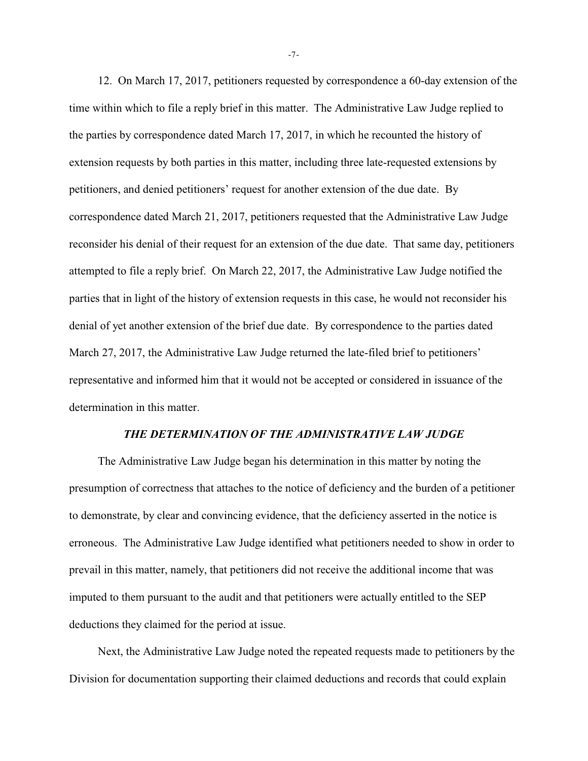12. On March 17, 2017, petitioners requested by correspondence a 60-day extension of the time within which to file a reply brief in this matter. The Administrative Law Judge replied to the parties by correspondence dated March 17, 2017, in which he recounted the history of extension requests by both parties in this matter, including three late-requested extensions by petitioners, and denied petitioners' request for another extension of the due date. By correspondence dated March 21, 2017, petitioners requested that the Administrative Law Judge reconsider his denial of their request for an extension of the due date. That same day, petitioners attempted to file a reply brief. On March 22, 2017, the Administrative Law Judge notified the parties that in light of the history of extension requests in this case, he would not reconsider his denial of yet another extension of the brief due date. By correspondence to the parties dated March 27, 2017, the Administrative Law Judge returned the late-filed brief to petitioners' representative and informed him that it would not be accepted or considered in issuance of the determination in this matter.

### *THE DETERMINATION OF THE ADMINISTRATIVE LAW JUDGE*

The Administrative Law Judge began his determination in this matter by noting the presumption of correctness that attaches to the notice of deficiency and the burden of a petitioner to demonstrate, by clear and convincing evidence, that the deficiency asserted in the notice is erroneous. The Administrative Law Judge identified what petitioners needed to show in order to prevail in this matter, namely, that petitioners did not receive the additional income that was imputed to them pursuant to the audit and that petitioners were actually entitled to the SEP deductions they claimed for the period at issue.

Next, the Administrative Law Judge noted the repeated requests made to petitioners by the Division for documentation supporting their claimed deductions and records that could explain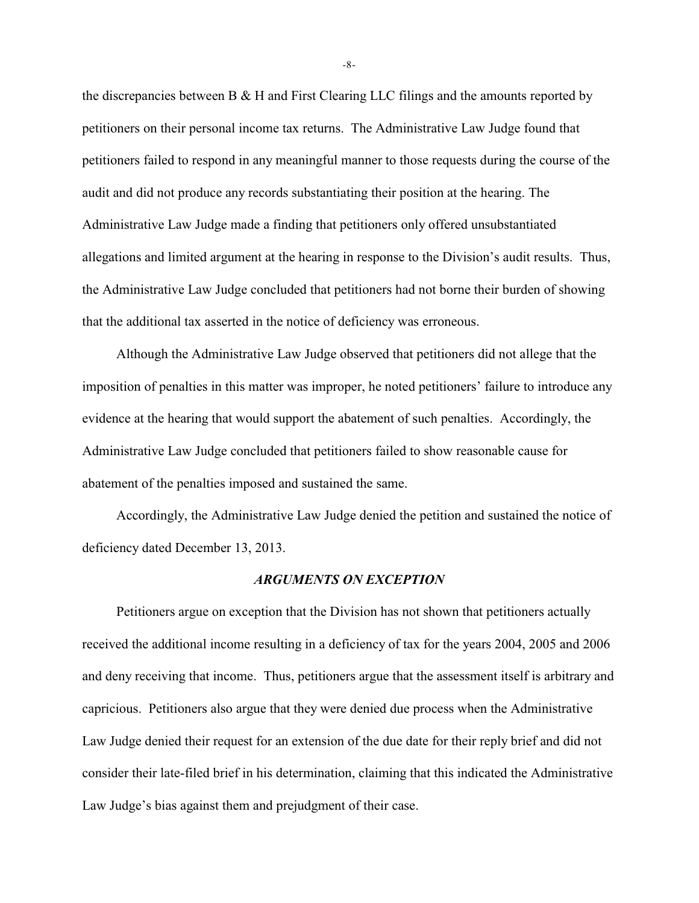the discrepancies between B & H and First Clearing LLC filings and the amounts reported by petitioners on their personal income tax returns. The Administrative Law Judge found that petitioners failed to respond in any meaningful manner to those requests during the course of the audit and did not produce any records substantiating their position at the hearing. The Administrative Law Judge made a finding that petitioners only offered unsubstantiated allegations and limited argument at the hearing in response to the Division's audit results. Thus, the Administrative Law Judge concluded that petitioners had not borne their burden of showing that the additional tax asserted in the notice of deficiency was erroneous.

Although the Administrative Law Judge observed that petitioners did not allege that the imposition of penalties in this matter was improper, he noted petitioners' failure to introduce any evidence at the hearing that would support the abatement of such penalties. Accordingly, the Administrative Law Judge concluded that petitioners failed to show reasonable cause for abatement of the penalties imposed and sustained the same.

Accordingly, the Administrative Law Judge denied the petition and sustained the notice of deficiency dated December 13, 2013.

### *ARGUMENTS ON EXCEPTION*

Petitioners argue on exception that the Division has not shown that petitioners actually received the additional income resulting in a deficiency of tax for the years 2004, 2005 and 2006 and deny receiving that income. Thus, petitioners argue that the assessment itself is arbitrary and capricious. Petitioners also argue that they were denied due process when the Administrative Law Judge denied their request for an extension of the due date for their reply brief and did not consider their late-filed brief in his determination, claiming that this indicated the Administrative Law Judge's bias against them and prejudgment of their case.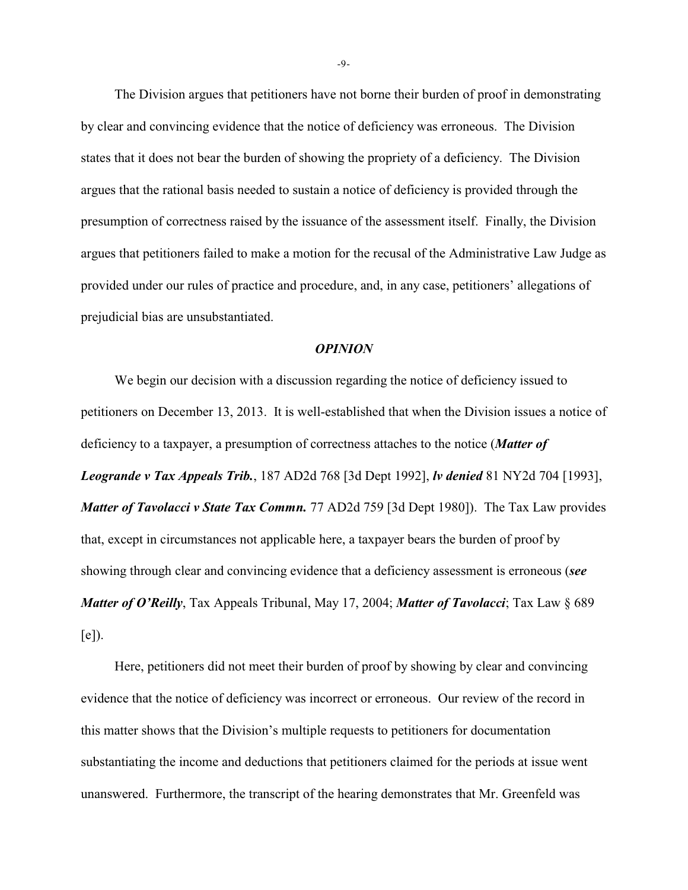The Division argues that petitioners have not borne their burden of proof in demonstrating by clear and convincing evidence that the notice of deficiency was erroneous. The Division states that it does not bear the burden of showing the propriety of a deficiency. The Division argues that the rational basis needed to sustain a notice of deficiency is provided through the presumption of correctness raised by the issuance of the assessment itself. Finally, the Division argues that petitioners failed to make a motion for the recusal of the Administrative Law Judge as provided under our rules of practice and procedure, and, in any case, petitioners' allegations of prejudicial bias are unsubstantiated.

## ***OPINION***

We begin our decision with a discussion regarding the notice of deficiency issued to petitioners on December 13, 2013. It is well-established that when the Division issues a notice of deficiency to a taxpayer, a presumption of correctness attaches to the notice (***Matter of Leogrande v Tax Appeals Trib.***, 187 AD2d 768 [3d Dept 1992], ***lv denied*** 81 NY2d 704 [1993], ***Matter of Tavolacci v State Tax Commn.*** 77 AD2d 759 [3d Dept 1980]). The Tax Law provides that, except in circumstances not applicable here, a taxpayer bears the burden of proof by showing through clear and convincing evidence that a deficiency assessment is erroneous (***see Matter of O'Reilly***, Tax Appeals Tribunal, May 17, 2004; ***Matter of Tavolacci***; Tax Law § 689 [e]).

Here, petitioners did not meet their burden of proof by showing by clear and convincing evidence that the notice of deficiency was incorrect or erroneous. Our review of the record in this matter shows that the Division's multiple requests to petitioners for documentation substantiating the income and deductions that petitioners claimed for the periods at issue went unanswered. Furthermore, the transcript of the hearing demonstrates that Mr. Greenfeld was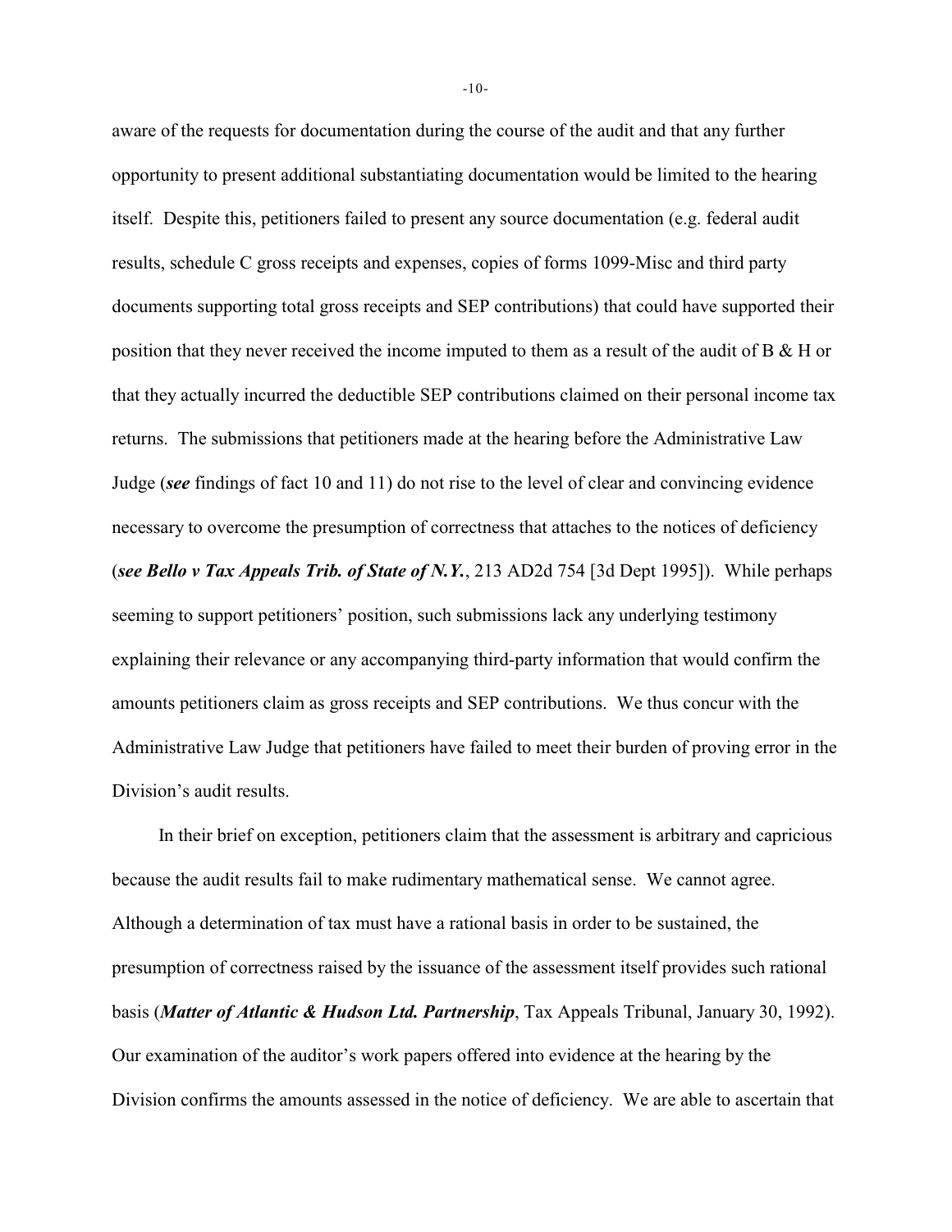aware of the requests for documentation during the course of the audit and that any further opportunity to present additional substantiating documentation would be limited to the hearing itself. Despite this, petitioners failed to present any source documentation (e.g. federal audit results, schedule C gross receipts and expenses, copies of forms 1099-Misc and third party documents supporting total gross receipts and SEP contributions) that could have supported their position that they never received the income imputed to them as a result of the audit of B & H or that they actually incurred the deductible SEP contributions claimed on their personal income tax returns. The submissions that petitioners made at the hearing before the Administrative Law Judge (***see*** findings of fact 10 and 11) do not rise to the level of clear and convincing evidence necessary to overcome the presumption of correctness that attaches to the notices of deficiency (***see Bello v Tax Appeals Trib. of State of N.Y.***, 213 AD2d 754 [3d Dept 1995]). While perhaps seeming to support petitioners' position, such submissions lack any underlying testimony explaining their relevance or any accompanying third-party information that would confirm the amounts petitioners claim as gross receipts and SEP contributions. We thus concur with the Administrative Law Judge that petitioners have failed to meet their burden of proving error in the Division's audit results.

In their brief on exception, petitioners claim that the assessment is arbitrary and capricious because the audit results fail to make rudimentary mathematical sense. We cannot agree. Although a determination of tax must have a rational basis in order to be sustained, the presumption of correctness raised by the issuance of the assessment itself provides such rational basis (***Matter of Atlantic & Hudson Ltd. Partnership***, Tax Appeals Tribunal, January 30, 1992). Our examination of the auditor's work papers offered into evidence at the hearing by the Division confirms the amounts assessed in the notice of deficiency. We are able to ascertain that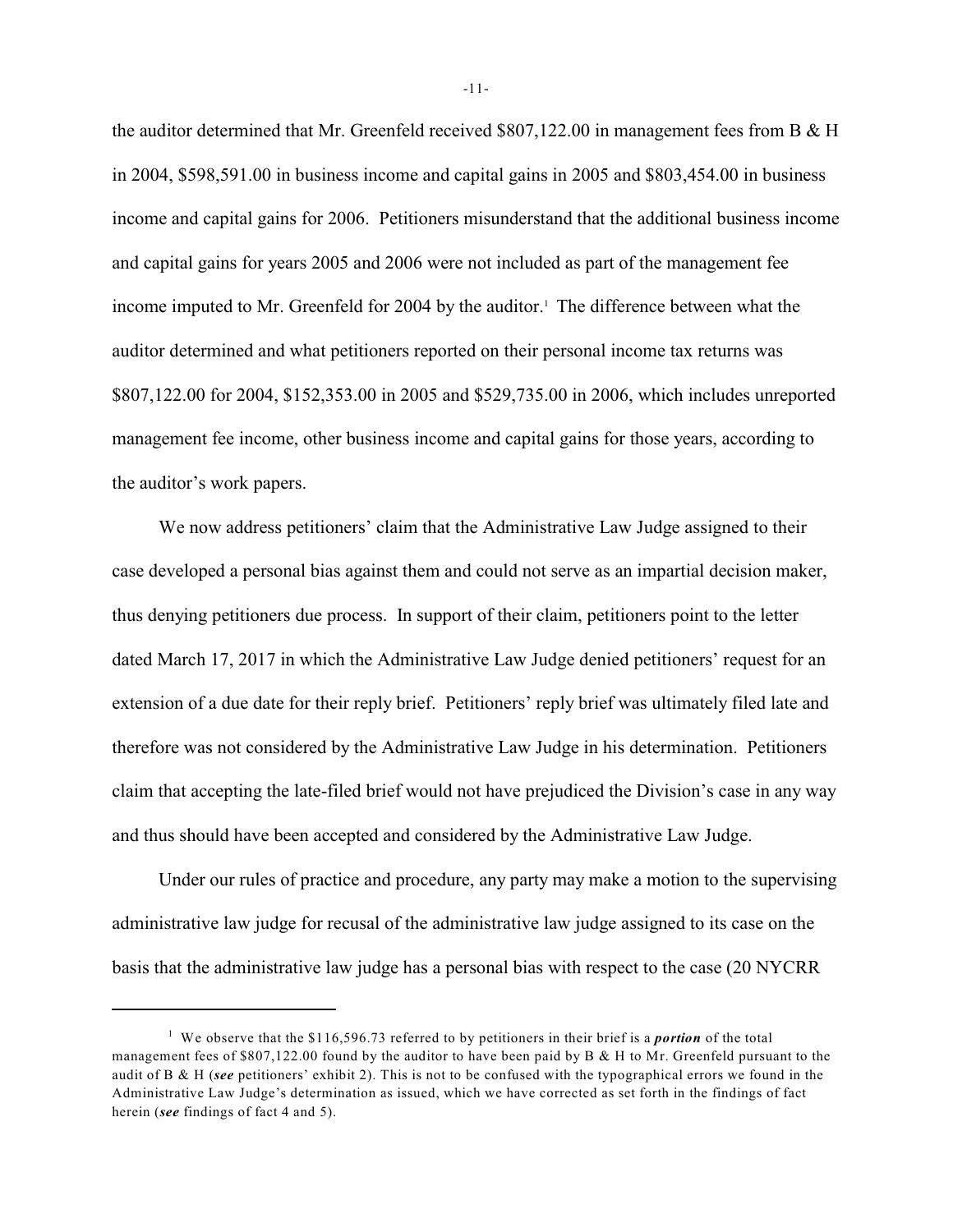the auditor determined that Mr. Greenfeld received $807,122.00 in management fees from B & H in 2004, $598,591.00 in business income and capital gains in 2005 and $803,454.00 in business income and capital gains for 2006. Petitioners misunderstand that the additional business income and capital gains for years 2005 and 2006 were not included as part of the management fee income imputed to Mr. Greenfeld for 2004 by the auditor.[1] The difference between what the auditor determined and what petitioners reported on their personal income tax returns was $807,122.00 for 2004, $152,353.00 in 2005 and $529,735.00 in 2006, which includes unreported management fee income, other business income and capital gains for those years, according to the auditor's work papers.

We now address petitioners' claim that the Administrative Law Judge assigned to their case developed a personal bias against them and could not serve as an impartial decision maker, thus denying petitioners due process. In support of their claim, petitioners point to the letter dated March 17, 2017 in which the Administrative Law Judge denied petitioners' request for an extension of a due date for their reply brief. Petitioners' reply brief was ultimately filed late and therefore was not considered by the Administrative Law Judge in his determination. Petitioners claim that accepting the late-filed brief would not have prejudiced the Division's case in any way and thus should have been accepted and considered by the Administrative Law Judge.

Under our rules of practice and procedure, any party may make a motion to the supervising administrative law judge for recusal of the administrative law judge assigned to its case on the basis that the administrative law judge has a personal bias with respect to the case (20 NYCRR

---

[1] We observe that the $116,596.73 referred to by petitioners in their brief is a ***portion*** of the total management fees of $807,122.00 found by the auditor to have been paid by B & H to Mr. Greenfeld pursuant to the audit of B & H (***see*** petitioners' exhibit 2). This is not to be confused with the typographical errors we found in the Administrative Law Judge's determination as issued, which we have corrected as set forth in the findings of fact herein (***see*** findings of fact 4 and 5).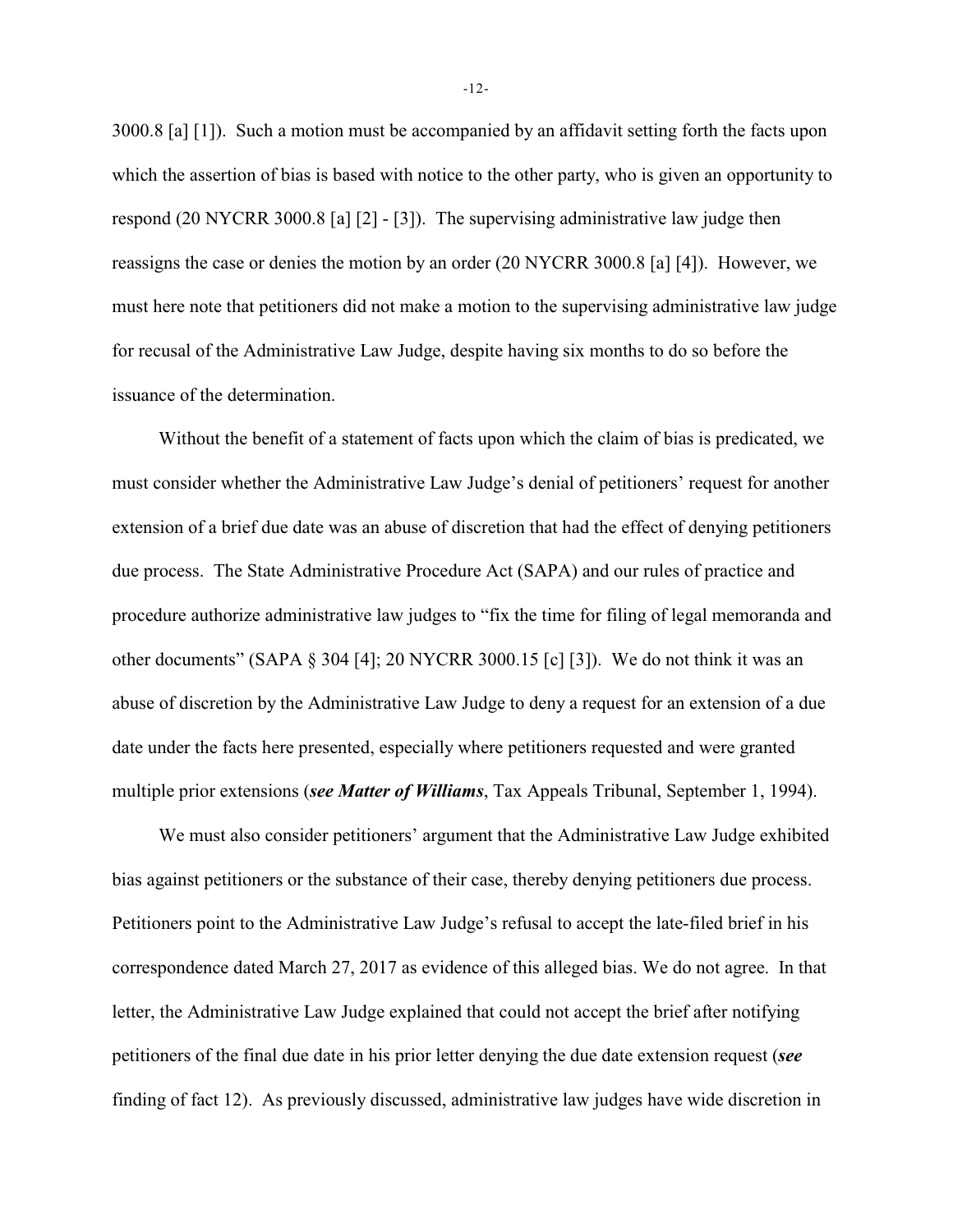3000.8 [a] [1]). Such a motion must be accompanied by an affidavit setting forth the facts upon which the assertion of bias is based with notice to the other party, who is given an opportunity to respond (20 NYCRR 3000.8 [a] [2] - [3]). The supervising administrative law judge then reassigns the case or denies the motion by an order (20 NYCRR 3000.8 [a] [4]). However, we must here note that petitioners did not make a motion to the supervising administrative law judge for recusal of the Administrative Law Judge, despite having six months to do so before the issuance of the determination.

Without the benefit of a statement of facts upon which the claim of bias is predicated, we must consider whether the Administrative Law Judge's denial of petitioners' request for another extension of a brief due date was an abuse of discretion that had the effect of denying petitioners due process. The State Administrative Procedure Act (SAPA) and our rules of practice and procedure authorize administrative law judges to "fix the time for filing of legal memoranda and other documents" (SAPA § 304 [4]; 20 NYCRR 3000.15 [c] [3]). We do not think it was an abuse of discretion by the Administrative Law Judge to deny a request for an extension of a due date under the facts here presented, especially where petitioners requested and were granted multiple prior extensions (***see Matter of Williams***, Tax Appeals Tribunal, September 1, 1994).

We must also consider petitioners' argument that the Administrative Law Judge exhibited bias against petitioners or the substance of their case, thereby denying petitioners due process. Petitioners point to the Administrative Law Judge's refusal to accept the late-filed brief in his correspondence dated March 27, 2017 as evidence of this alleged bias. We do not agree. In that letter, the Administrative Law Judge explained that could not accept the brief after notifying petitioners of the final due date in his prior letter denying the due date extension request (***see*** finding of fact 12). As previously discussed, administrative law judges have wide discretion in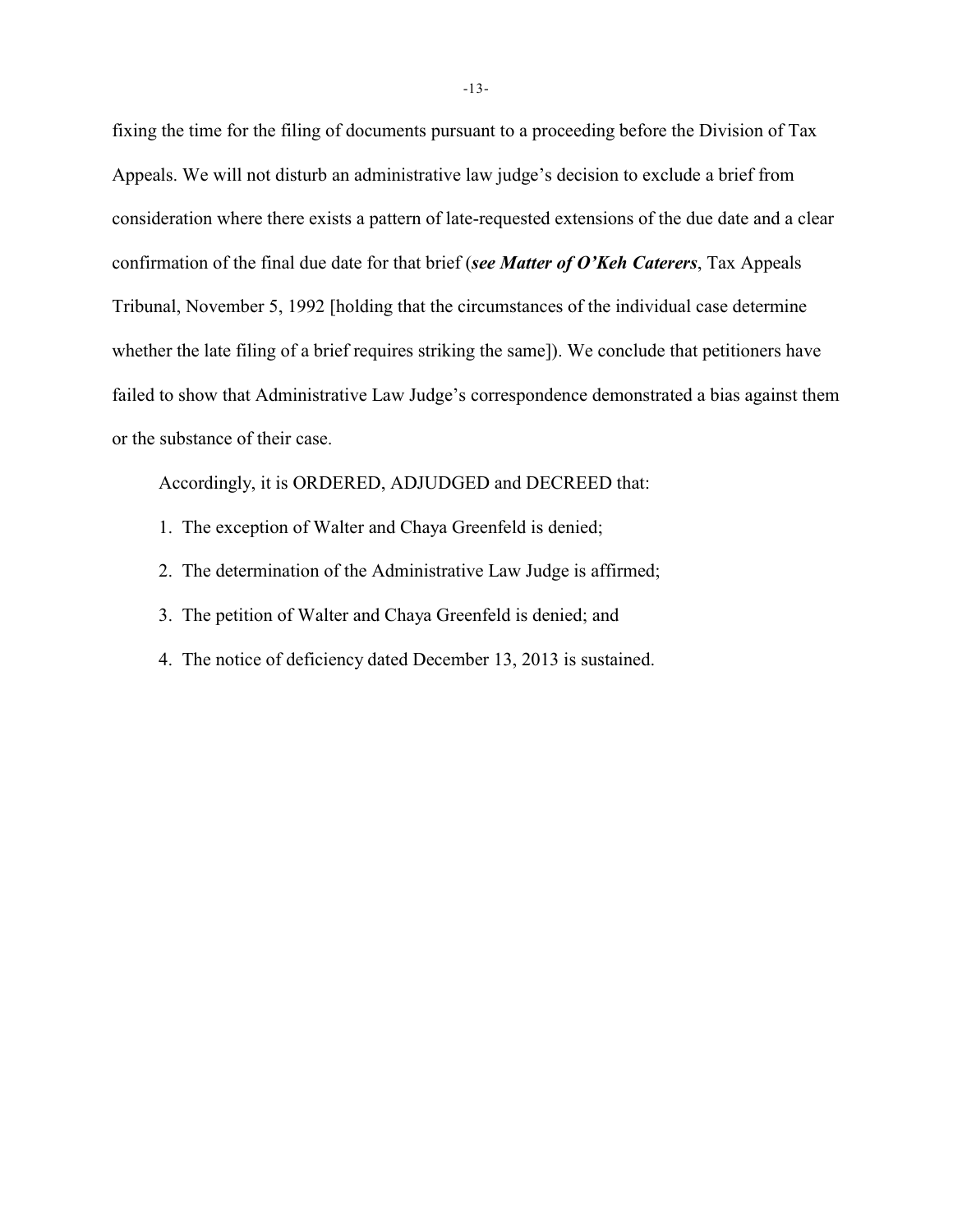fixing the time for the filing of documents pursuant to a proceeding before the Division of Tax Appeals. We will not disturb an administrative law judge's decision to exclude a brief from consideration where there exists a pattern of late-requested extensions of the due date and a clear confirmation of the final due date for that brief (***see Matter of O'Keh Caterers***, Tax Appeals Tribunal, November 5, 1992 [holding that the circumstances of the individual case determine whether the late filing of a brief requires striking the same]). We conclude that petitioners have failed to show that Administrative Law Judge's correspondence demonstrated a bias against them or the substance of their case.

Accordingly, it is ORDERED, ADJUDGED and DECREED that:

1. The exception of Walter and Chaya Greenfeld is denied;
2. The determination of the Administrative Law Judge is affirmed;
3. The petition of Walter and Chaya Greenfeld is denied; and
4. The notice of deficiency dated December 13, 2013 is sustained.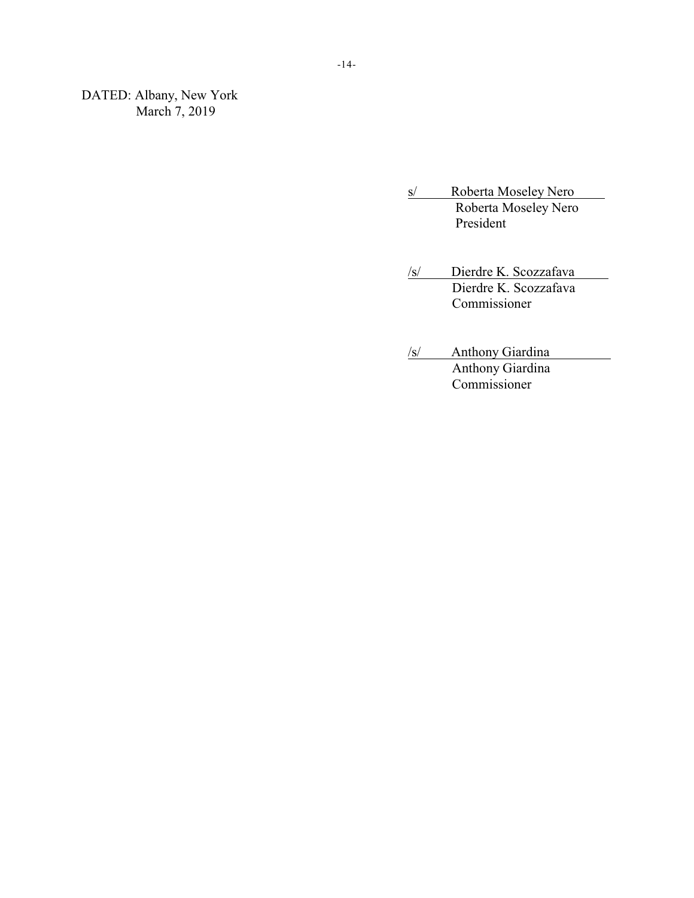DATED: Albany, New York
March 7, 2019

s/ Roberta Moseley Nero
Roberta Moseley Nero
President

/s/ Dierdre K. Scozzafava
Dierdre K. Scozzafava
Commissioner

/s/ Anthony Giardina
Anthony Giardina
Commissioner